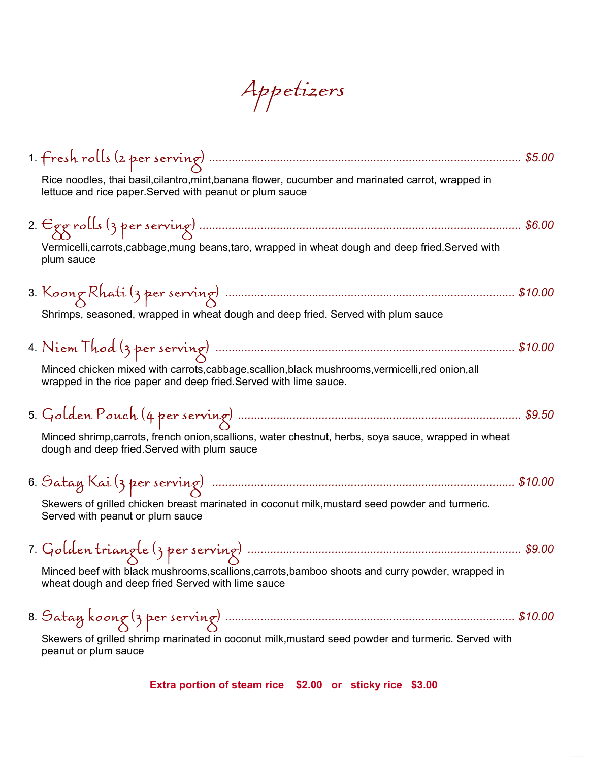# Appetizers

1. **Fresh rolls (2 per serving)** ........ *$5.00*

   Rice noodles, thai basil,cilantro,mint,banana flower, cucumber and marinated carrot, wrapped in lettuce and rice paper.Served with peanut or plum sauce

2. **Egg rolls (3 per serving)** ........ *$6.00*

   Vermicelli,carrots,cabbage,mung beans,taro, wrapped in wheat dough and deep fried.Served with plum sauce

3. **Koong Rhati (3 per serving)** ........ *$10.00*

   Shrimps, seasoned, wrapped in wheat dough and deep fried. Served with plum sauce

4. **Niem Thod (3 per serving)** ........ *$10.00*

   Minced chicken mixed with carrots,cabbage,scallion,black mushrooms,vermicelli,red onion,all wrapped in the rice paper and deep fried.Served with lime sauce.

5. **Golden Pouch (4 per serving)** ........ *$9.50*

   Minced shrimp,carrots, french onion,scallions, water chestnut, herbs, soya sauce, wrapped in wheat dough and deep fried.Served with plum sauce

6. **Satay Kai (3 per serving)** ........ *$10.00*

   Skewers of grilled chicken breast marinated in coconut milk,mustard seed powder and turmeric. Served with peanut or plum sauce

7. **Golden triangle (3 per serving)** ........ *$9.00*

   Minced beef with black mushrooms,scallions,carrots,bamboo shoots and curry powder, wrapped in wheat dough and deep fried Served with lime sauce

8. **Satay koong (3 per serving)** ........ *$10.00*

   Skewers of grilled shrimp marinated in coconut milk,mustard seed powder and turmeric. Served with peanut or plum sauce

**Extra portion of steam rice $2.00 or sticky rice $3.00**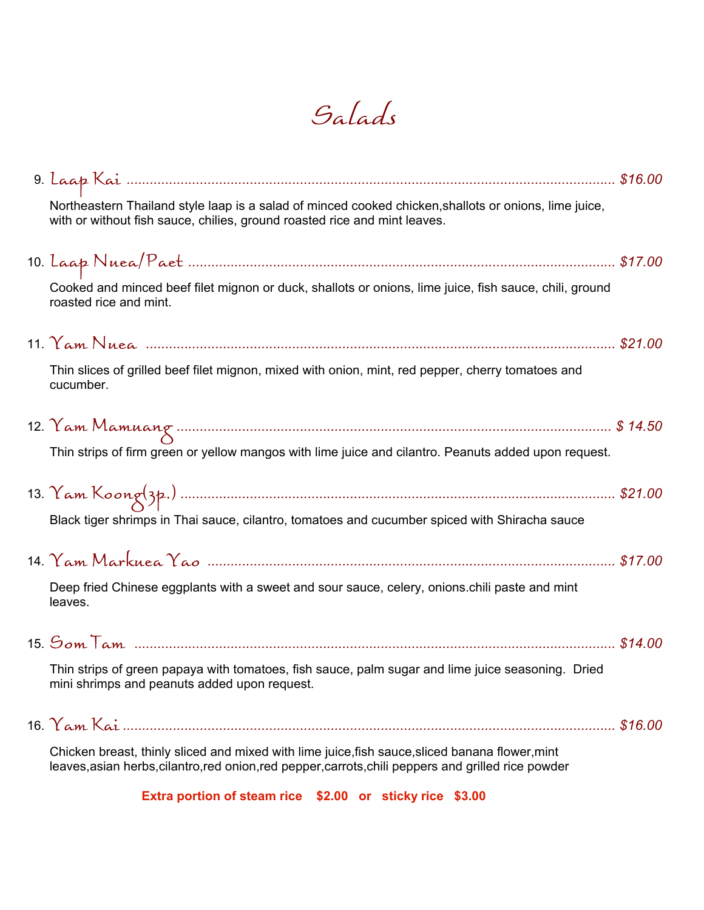# Salads

9. Laap Kai ........................................................................................................................ *$16.00*

Northeastern Thailand style laap is a salad of minced cooked chicken,shallots or onions, lime juice, with or without fish sauce, chilies, ground roasted rice and mint leaves.

10. Laap Nuea/Paet ................................................................................................................ *$17.00*

Cooked and minced beef filet mignon or duck, shallots or onions, lime juice, fish sauce, chili, ground roasted rice and mint.

11. Yam Nuea ........................................................................................................................ *$21.00*

Thin slices of grilled beef filet mignon, mixed with onion, mint, red pepper, cherry tomatoes and cucumber.

12. Yam Mamuang .................................................................................................................. *$ 14.50*

Thin strips of firm green or yellow mangos with lime juice and cilantro. Peanuts added upon request.

13. Yam Koong(3p.) ............................................................................................................... *$21.00*

Black tiger shrimps in Thai sauce, cilantro, tomatoes and cucumber spiced with Shiracha sauce

14. Yam Markuea Yao ............................................................................................................ *$17.00*

Deep fried Chinese eggplants with a sweet and sour sauce, celery, onions.chili paste and mint leaves.

15. Som Tam ......................................................................................................................... *$14.00*

Thin strips of green papaya with tomatoes, fish sauce, palm sugar and lime juice seasoning. Dried mini shrimps and peanuts added upon request.

16. Yam Kai .......................................................................................................................... *$16.00*

Chicken breast, thinly sliced and mixed with lime juice,fish sauce,sliced banana flower,mint leaves,asian herbs,cilantro,red onion,red pepper,carrots,chili peppers and grilled rice powder

**Extra portion of steam rice $2.00 or sticky rice $3.00**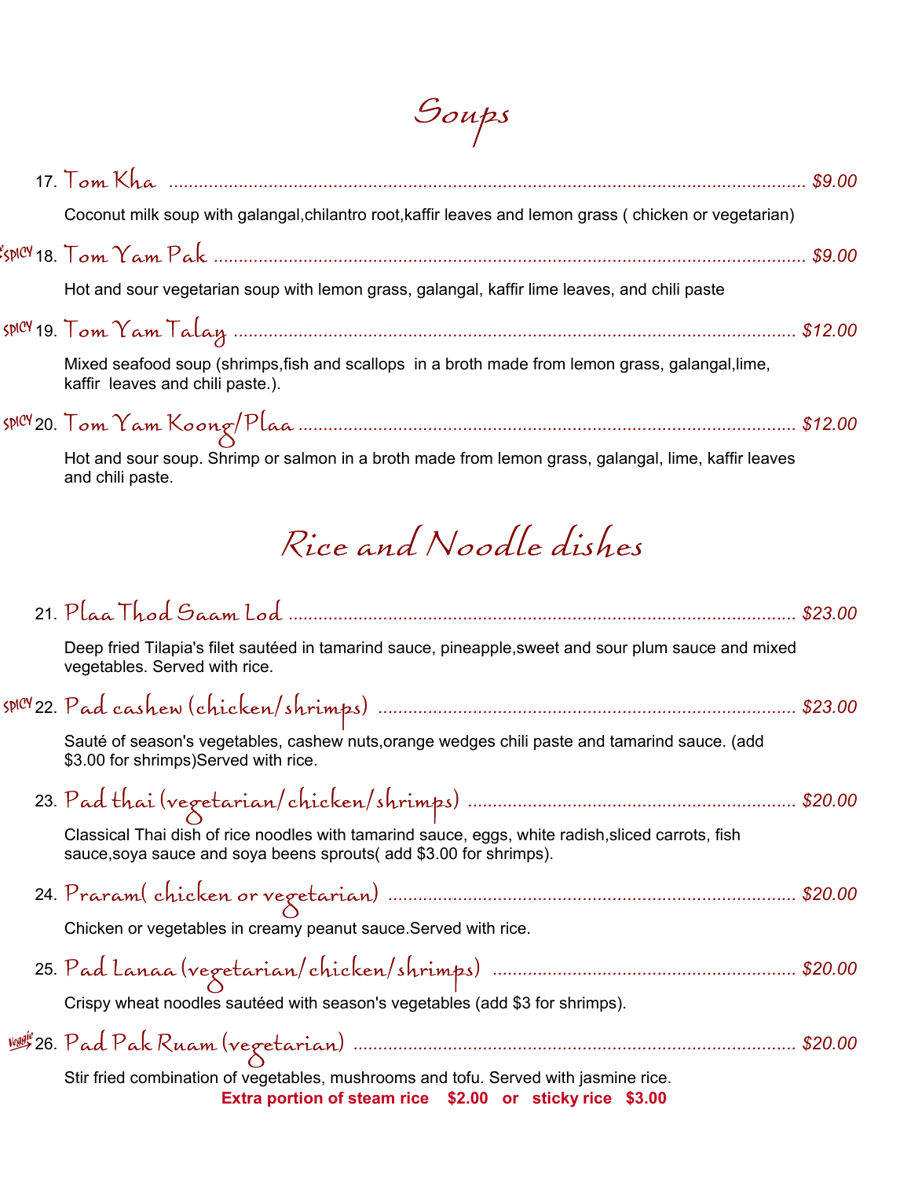# Soups

17. **Tom Kha** ............................................................ *$9.00*

Coconut milk soup with galangal,chilantro root,kaffir leaves and lemon grass ( chicken or vegetarian)

SPICY 18. **Tom Yam Pak** ............................................................ *$9.00*

Hot and sour vegetarian soup with lemon grass, galangal, kaffir lime leaves, and chili paste

SPICY 19. **Tom Yam Talay** ............................................................ *$12.00*

Mixed seafood soup (shrimps,fish and scallops in a broth made from lemon grass, galangal,lime, kaffir leaves and chili paste.).

SPICY 20. **Tom Yam Koong/Plaa** ............................................................ *$12.00*

Hot and sour soup. Shrimp or salmon in a broth made from lemon grass, galangal, lime, kaffir leaves and chili paste.

# Rice and Noodle dishes

21. **Plaa Thod Saam Lod** ............................................................ *$23.00*

Deep fried Tilapia's filet sautéed in tamarind sauce, pineapple,sweet and sour plum sauce and mixed vegetables. Served with rice.

SPICY 22. **Pad cashew (chicken/shrimps)** ............................................................ *$23.00*

Sauté of season's vegetables, cashew nuts,orange wedges chili paste and tamarind sauce. (add $3.00 for shrimps)Served with rice.

23. **Pad thai (vegetarian/chicken/shrimps)** ............................................................ *$20.00*

Classical Thai dish of rice noodles with tamarind sauce, eggs, white radish,sliced carrots, fish sauce,soya sauce and soya beens sprouts( add $3.00 for shrimps).

24. **Praram( chicken or vegetarian)** ............................................................ *$20.00*

Chicken or vegetables in creamy peanut sauce.Served with rice.

25. **Pad Lanaa (vegetarian/chicken/shrimps)** ............................................................ *$20.00*

Crispy wheat noodles sautéed with season's vegetables (add $3 for shrimps).

Veggie 26. **Pad Pak Ruam (vegetarian)** ............................................................ *$20.00*

Stir fried combination of vegetables, mushrooms and tofu. Served with jasmine rice.

**Extra portion of steam rice $2.00 or sticky rice $3.00**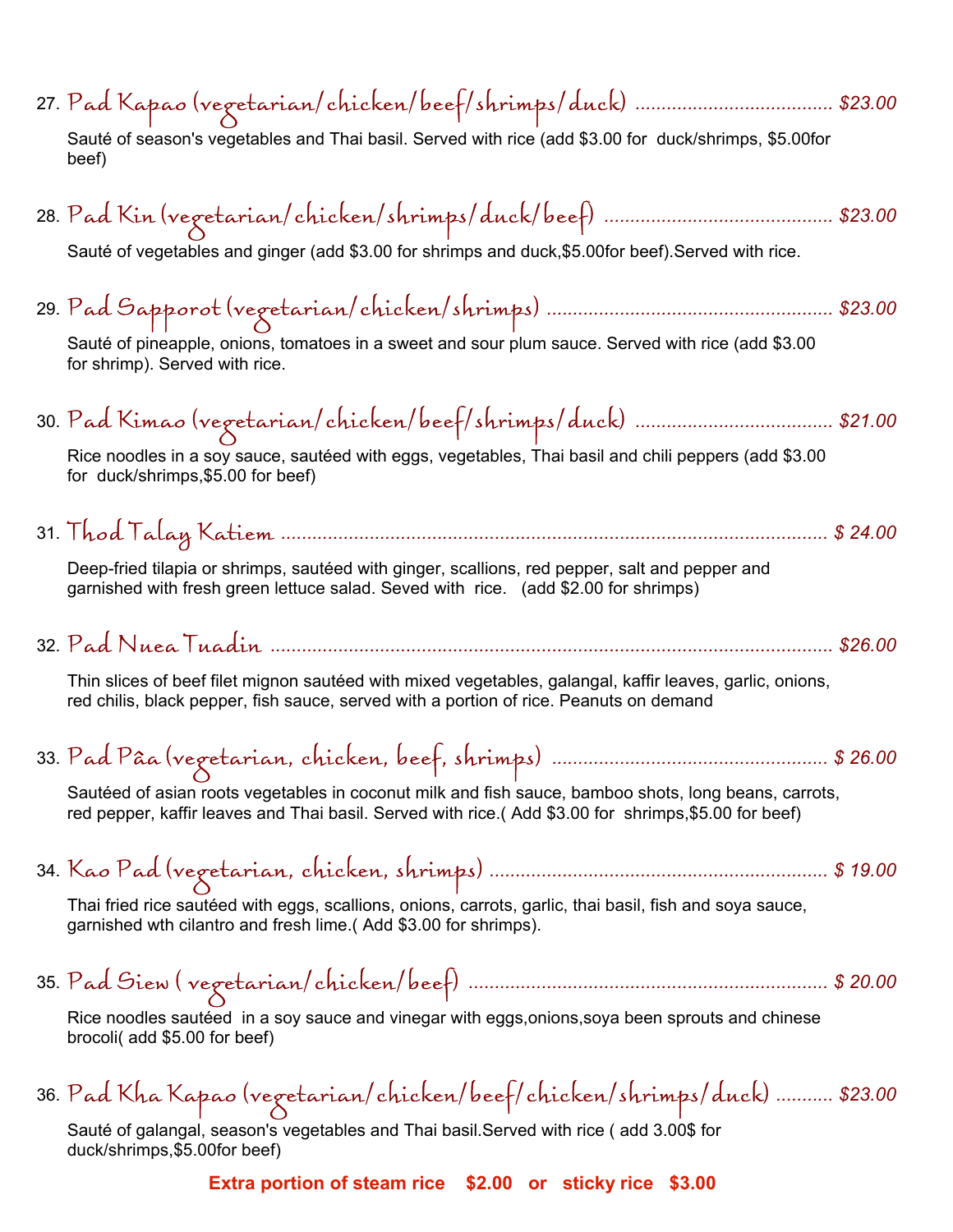27. **Pad Kapao (vegetarian/chicken/beef/shrimps/duck)** ..................................... *$23.00*

Sauté of season's vegetables and Thai basil. Served with rice (add $3.00 for duck/shrimps, $5.00for beef)

28. **Pad Kin (vegetarian/chicken/shrimps/duck/beef)** ........................................... *$23.00*

Sauté of vegetables and ginger (add $3.00 for shrimps and duck,$5.00for beef).Served with rice.

29. **Pad Sapporot (vegetarian/chicken/shrimps)** ...................................................... *$23.00*

Sauté of pineapple, onions, tomatoes in a sweet and sour plum sauce. Served with rice (add $3.00 for shrimp). Served with rice.

30. **Pad Kimao (vegetarian/chicken/beef/shrimps/duck)** ..................................... *$21.00*

Rice noodles in a soy sauce, sautéed with eggs, vegetables, Thai basil and chili peppers (add $3.00 for duck/shrimps,$5.00 for beef)

31. **Thod Talay Katiem** ......................................................................................................... *$ 24.00*

Deep-fried tilapia or shrimps, sautéed with ginger, scallions, red pepper, salt and pepper and garnished with fresh green lettuce salad. Seved with rice. (add $2.00 for shrimps)

32. **Pad Nuea Tuadin** ........................................................................................................... *$26.00*

Thin slices of beef filet mignon sautéed with mixed vegetables, galangal, kaffir leaves, garlic, onions, red chilis, black pepper, fish sauce, served with a portion of rice. Peanuts on demand

33. **Pad Pâa (vegetarian, chicken, beef, shrimps)** .................................................... *$ 26.00*

Sautéed of asian roots vegetables in coconut milk and fish sauce, bamboo shots, long beans, carrots, red pepper, kaffir leaves and Thai basil. Served with rice.( Add $3.00 for shrimps,$5.00 for beef)

34. **Kao Pad (vegetarian, chicken, shrimps)** ................................................................ *$ 19.00*

Thai fried rice sautéed with eggs, scallions, onions, carrots, garlic, thai basil, fish and soya sauce, garnished wth cilantro and fresh lime.( Add $3.00 for shrimps).

35. **Pad Siew ( vegetarian/chicken/beef)** .................................................................... *$ 20.00*

Rice noodles sautéed in a soy sauce and vinegar with eggs,onions,soya been sprouts and chinese brocoli( add $5.00 for beef)

36. **Pad Kha Kapao (vegetarian/chicken/beef/chicken/shrimps/duck)** ........... *$23.00*

Sauté of galangal, season's vegetables and Thai basil.Served with rice ( add 3.00$ for duck/shrimps,$5.00for beef)

**Extra portion of steam rice $2.00 or sticky rice $3.00**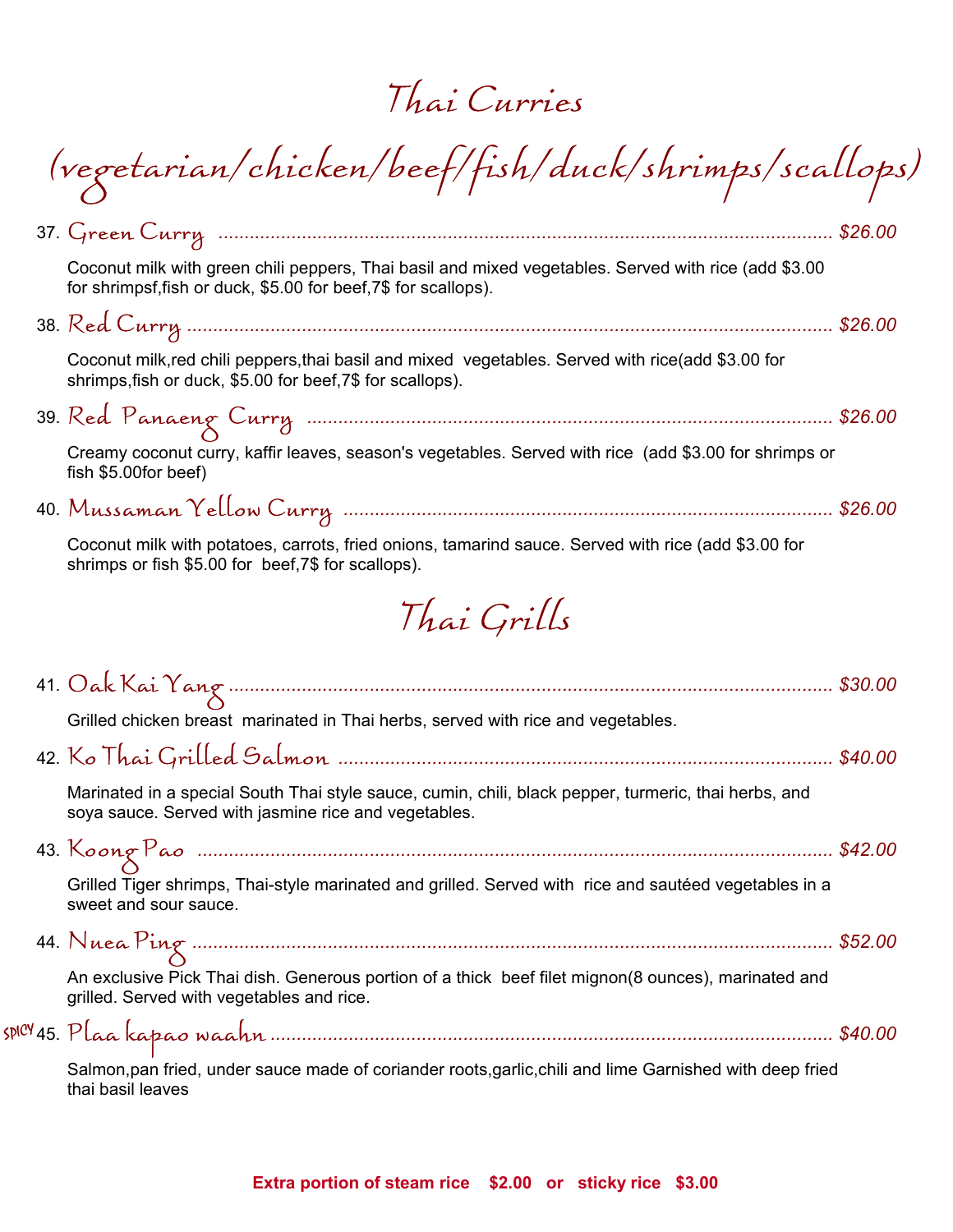# Thai Curries

## (vegetarian/chicken/beef/fish/duck/shrimps/scallops)

37. **Green Curry** ........ *$26.00*

Coconut milk with green chili peppers, Thai basil and mixed vegetables. Served with rice (add $3.00 for shrimpsf,fish or duck, $5.00 for beef,7$ for scallops).

38. **Red Curry** ........ *$26.00*

Coconut milk,red chili peppers,thai basil and mixed vegetables. Served with rice(add $3.00 for shrimps,fish or duck, $5.00 for beef,7$ for scallops).

39. **Red Panaeng Curry** ........ *$26.00*

Creamy coconut curry, kaffir leaves, season's vegetables. Served with rice (add $3.00 for shrimps or fish $5.00for beef)

40. **Mussaman Yellow Curry** ........ *$26.00*

Coconut milk with potatoes, carrots, fried onions, tamarind sauce. Served with rice (add $3.00 for shrimps or fish $5.00 for beef,7$ for scallops).

# Thai Grills

41. **Oak Kai Yang** ........ *$30.00*

Grilled chicken breast marinated in Thai herbs, served with rice and vegetables.

42. **Ko Thai Grilled Salmon** ........ *$40.00*

Marinated in a special South Thai style sauce, cumin, chili, black pepper, turmeric, thai herbs, and soya sauce. Served with jasmine rice and vegetables.

43. **Koong Pao** ........ *$42.00*

Grilled Tiger shrimps, Thai-style marinated and grilled. Served with rice and sautéed vegetables in a sweet and sour sauce.

44. **Nuea Ping** ........ *$52.00*

An exclusive Pick Thai dish. Generous portion of a thick beef filet mignon(8 ounces), marinated and grilled. Served with vegetables and rice.

SPICY 45. **Plaa kapao waahn** ........ *$40.00*

Salmon,pan fried, under sauce made of coriander roots,garlic,chili and lime Garnished with deep fried thai basil leaves

**Extra portion of steam rice $2.00 or sticky rice $3.00**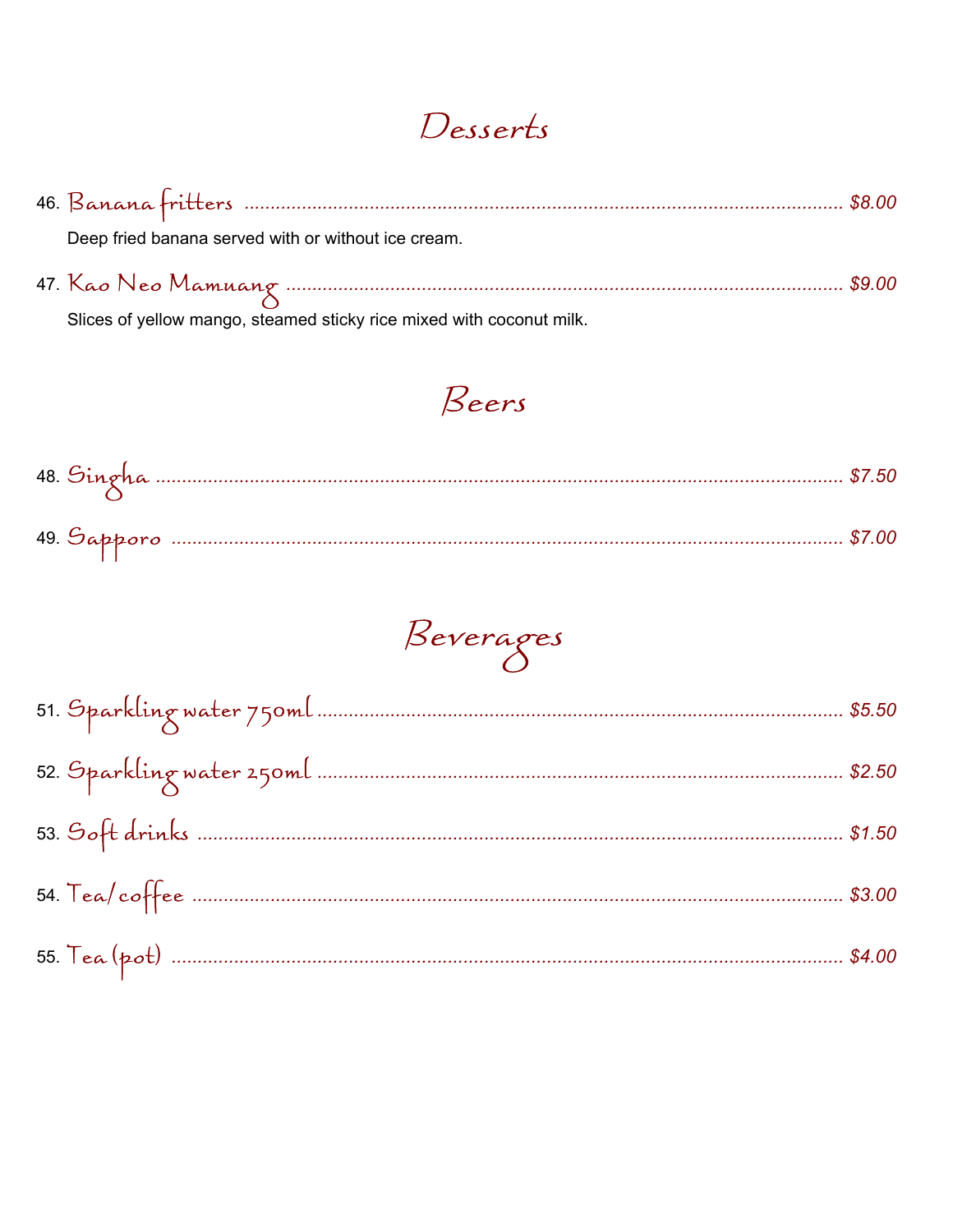## Desserts

46. Banana fritters ........ *$8.00*

    Deep fried banana served with or without ice cream.

47. Kao Neo Mamuang ........ *$9.00*

    Slices of yellow mango, steamed sticky rice mixed with coconut milk.

## Beers

48. Singha ........ *$7.50*

49. Sapporo ........ *$7.00*

## Beverages

51. Sparkling water 750ml ........ *$5.50*

52. Sparkling water 250ml ........ *$2.50*

53. Soft drinks ........ *$1.50*

54. Tea/coffee ........ *$3.00*

55. Tea (pot) ........ *$4.00*